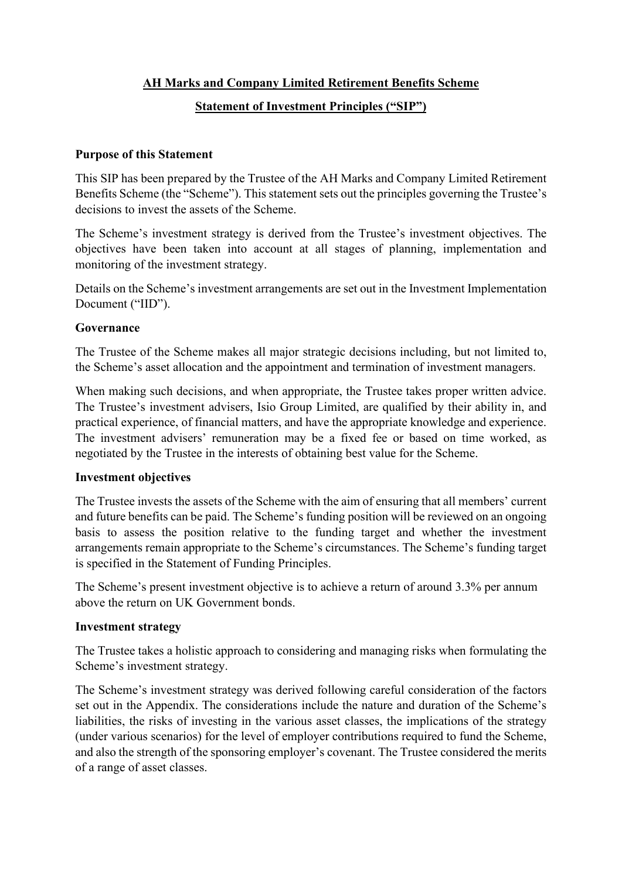# AH Marks and Company Limited Retirement Benefits Scheme

## Statement of Investment Principles ("SIP")

### Purpose of this Statement

This SIP has been prepared by the Trustee of the AH Marks and Company Limited Retirement Benefits Scheme (the "Scheme"). This statement sets out the principles governing the Trustee's decisions to invest the assets of the Scheme.

The Scheme's investment strategy is derived from the Trustee's investment objectives. The objectives have been taken into account at all stages of planning, implementation and monitoring of the investment strategy.

Details on the Scheme's investment arrangements are set out in the Investment Implementation Document ("IID").

### Governance

The Trustee of the Scheme makes all major strategic decisions including, but not limited to, the Scheme's asset allocation and the appointment and termination of investment managers.

When making such decisions, and when appropriate, the Trustee takes proper written advice. The Trustee's investment advisers, Isio Group Limited, are qualified by their ability in, and practical experience, of financial matters, and have the appropriate knowledge and experience. The investment advisers' remuneration may be a fixed fee or based on time worked, as negotiated by the Trustee in the interests of obtaining best value for the Scheme.

### Investment objectives

The Trustee invests the assets of the Scheme with the aim of ensuring that all members' current and future benefits can be paid. The Scheme's funding position will be reviewed on an ongoing basis to assess the position relative to the funding target and whether the investment arrangements remain appropriate to the Scheme's circumstances. The Scheme's funding target is specified in the Statement of Funding Principles.

The Scheme's present investment objective is to achieve a return of around 3.3% per annum above the return on UK Government bonds.

### Investment strategy

The Trustee takes a holistic approach to considering and managing risks when formulating the Scheme's investment strategy.

The Scheme's investment strategy was derived following careful consideration of the factors set out in the Appendix. The considerations include the nature and duration of the Scheme's liabilities, the risks of investing in the various asset classes, the implications of the strategy (under various scenarios) for the level of employer contributions required to fund the Scheme, and also the strength of the sponsoring employer's covenant. The Trustee considered the merits of a range of asset classes.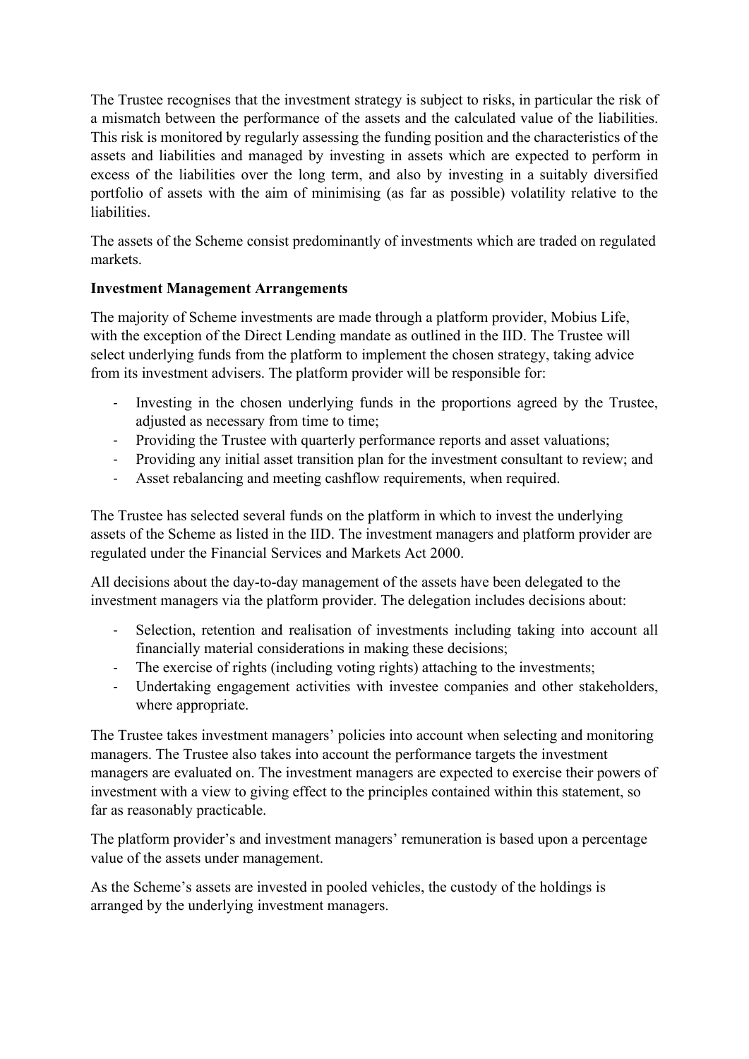The Trustee recognises that the investment strategy is subject to risks, in particular the risk of a mismatch between the performance of the assets and the calculated value of the liabilities. This risk is monitored by regularly assessing the funding position and the characteristics of the assets and liabilities and managed by investing in assets which are expected to perform in excess of the liabilities over the long term, and also by investing in a suitably diversified portfolio of assets with the aim of minimising (as far as possible) volatility relative to the liabilities.

The assets of the Scheme consist predominantly of investments which are traded on regulated markets.

**Investment Management Arrangements**

The majority of Scheme investments are made through a platform provider, Mobius Life, with the exception of the Direct Lending mandate as outlined in the IID. The Trustee will select underlying funds from the platform to implement the chosen strategy, taking advice from its investment advisers. The platform provider will be responsible for:

- Investing in the chosen underlying funds in the proportions agreed by the Trustee, adjusted as necessary from time to time;
- Providing the Trustee with quarterly performance reports and asset valuations;
- Providing any initial asset transition plan for the investment consultant to review; and
- Asset rebalancing and meeting cashflow requirements, when required.

The Trustee has selected several funds on the platform in which to invest the underlying assets of the Scheme as listed in the IID. The investment managers and platform provider are regulated under the Financial Services and Markets Act 2000.

All decisions about the day-to-day management of the assets have been delegated to the investment managers via the platform provider. The delegation includes decisions about:

- Selection, retention and realisation of investments including taking into account all financially material considerations in making these decisions;
- The exercise of rights (including voting rights) attaching to the investments;
- Undertaking engagement activities with investee companies and other stakeholders, where appropriate.

The Trustee takes investment managers' policies into account when selecting and monitoring managers. The Trustee also takes into account the performance targets the investment managers are evaluated on. The investment managers are expected to exercise their powers of investment with a view to giving effect to the principles contained within this statement, so far as reasonably practicable.

The platform provider's and investment managers' remuneration is based upon a percentage value of the assets under management.

As the Scheme's assets are invested in pooled vehicles, the custody of the holdings is arranged by the underlying investment managers.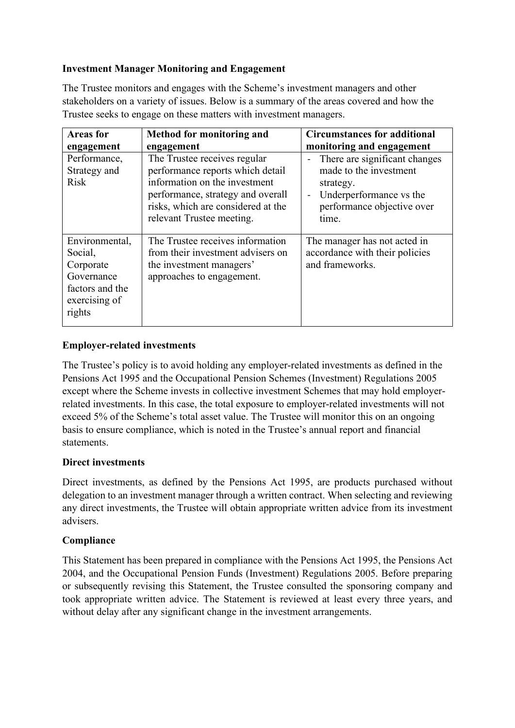**Investment Manager Monitoring and Engagement**

The Trustee monitors and engages with the Scheme's investment managers and other stakeholders on a variety of issues. Below is a summary of the areas covered and how the Trustee seeks to engage on these matters with investment managers.

| Areas for engagement | Method for monitoring and engagement | Circumstances for additional monitoring and engagement |
|---|---|---|
| Performance, Strategy and Risk | The Trustee receives regular performance reports which detail information on the investment performance, strategy and overall risks, which are considered at the relevant Trustee meeting. | - There are significant changes made to the investment strategy.<br>- Underperformance vs the performance objective over time. |
| Environmental, Social, Corporate Governance factors and the exercising of rights | The Trustee receives information from their investment advisers on the investment managers' approaches to engagement. | The manager has not acted in accordance with their policies and frameworks. |

**Employer-related investments**

The Trustee's policy is to avoid holding any employer-related investments as defined in the Pensions Act 1995 and the Occupational Pension Schemes (Investment) Regulations 2005 except where the Scheme invests in collective investment Schemes that may hold employer-related investments. In this case, the total exposure to employer-related investments will not exceed 5% of the Scheme's total asset value. The Trustee will monitor this on an ongoing basis to ensure compliance, which is noted in the Trustee's annual report and financial statements.

**Direct investments**

Direct investments, as defined by the Pensions Act 1995, are products purchased without delegation to an investment manager through a written contract. When selecting and reviewing any direct investments, the Trustee will obtain appropriate written advice from its investment advisers.

**Compliance**

This Statement has been prepared in compliance with the Pensions Act 1995, the Pensions Act 2004, and the Occupational Pension Funds (Investment) Regulations 2005. Before preparing or subsequently revising this Statement, the Trustee consulted the sponsoring company and took appropriate written advice. The Statement is reviewed at least every three years, and without delay after any significant change in the investment arrangements.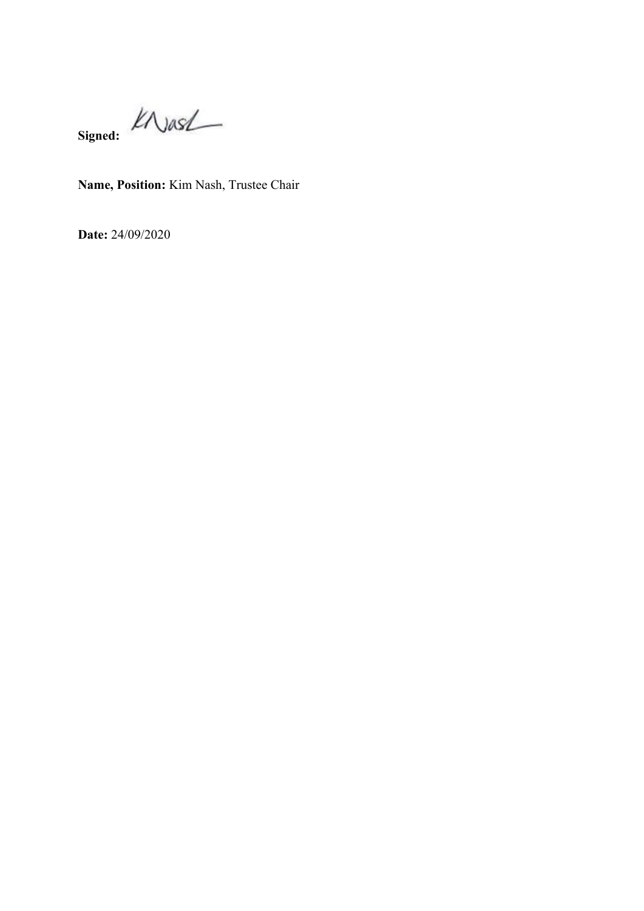**Signed:** KNash

**Name, Position:** Kim Nash, Trustee Chair

**Date:** 24/09/2020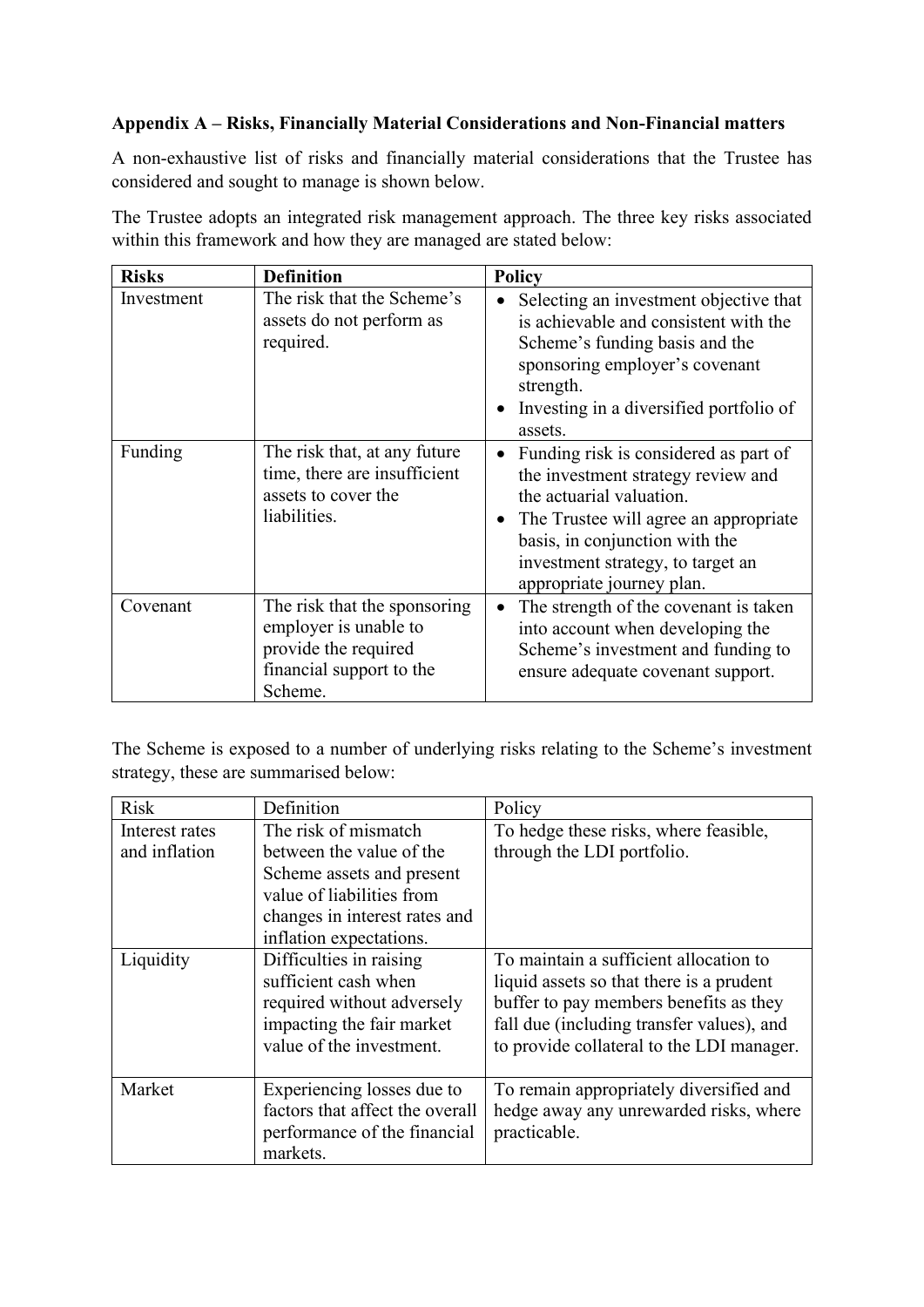**Appendix A – Risks, Financially Material Considerations and Non-Financial matters**

A non-exhaustive list of risks and financially material considerations that the Trustee has considered and sought to manage is shown below.

The Trustee adopts an integrated risk management approach. The three key risks associated within this framework and how they are managed are stated below:

| **Risks** | **Definition** | **Policy** |
|---|---|---|
| Investment | The risk that the Scheme's assets do not perform as required. | • Selecting an investment objective that is achievable and consistent with the Scheme's funding basis and the sponsoring employer's covenant strength.<br>• Investing in a diversified portfolio of assets. |
| Funding | The risk that, at any future time, there are insufficient assets to cover the liabilities. | • Funding risk is considered as part of the investment strategy review and the actuarial valuation.<br>• The Trustee will agree an appropriate basis, in conjunction with the investment strategy, to target an appropriate journey plan. |
| Covenant | The risk that the sponsoring employer is unable to provide the required financial support to the Scheme. | • The strength of the covenant is taken into account when developing the Scheme's investment and funding to ensure adequate covenant support. |

The Scheme is exposed to a number of underlying risks relating to the Scheme's investment strategy, these are summarised below:

| Risk | Definition | Policy |
|---|---|---|
| Interest rates and inflation | The risk of mismatch between the value of the Scheme assets and present value of liabilities from changes in interest rates and inflation expectations. | To hedge these risks, where feasible, through the LDI portfolio. |
| Liquidity | Difficulties in raising sufficient cash when required without adversely impacting the fair market value of the investment. | To maintain a sufficient allocation to liquid assets so that there is a prudent buffer to pay members benefits as they fall due (including transfer values), and to provide collateral to the LDI manager. |
| Market | Experiencing losses due to factors that affect the overall performance of the financial markets. | To remain appropriately diversified and hedge away any unrewarded risks, where practicable. |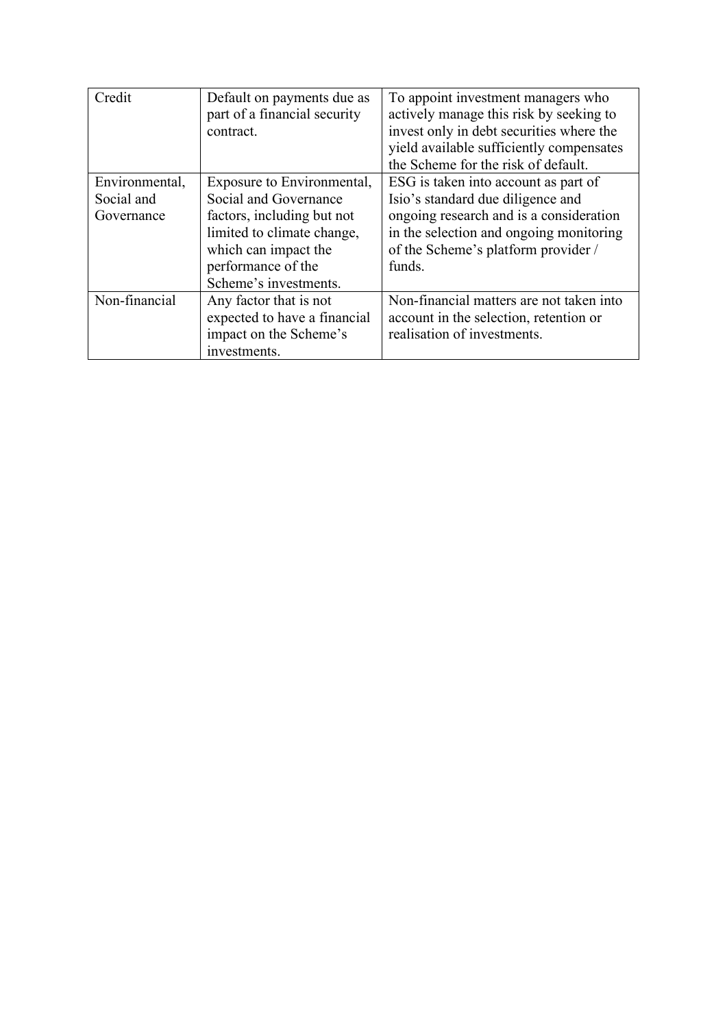| Credit | Default on payments due as part of a financial security contract. | To appoint investment managers who actively manage this risk by seeking to invest only in debt securities where the yield available sufficiently compensates the Scheme for the risk of default. |
|---|---|---|
| Environmental, Social and Governance | Exposure to Environmental, Social and Governance factors, including but not limited to climate change, which can impact the performance of the Scheme's investments. | ESG is taken into account as part of Isio's standard due diligence and ongoing research and is a consideration in the selection and ongoing monitoring of the Scheme's platform provider / funds. |
| Non-financial | Any factor that is not expected to have a financial impact on the Scheme's investments. | Non-financial matters are not taken into account in the selection, retention or realisation of investments. |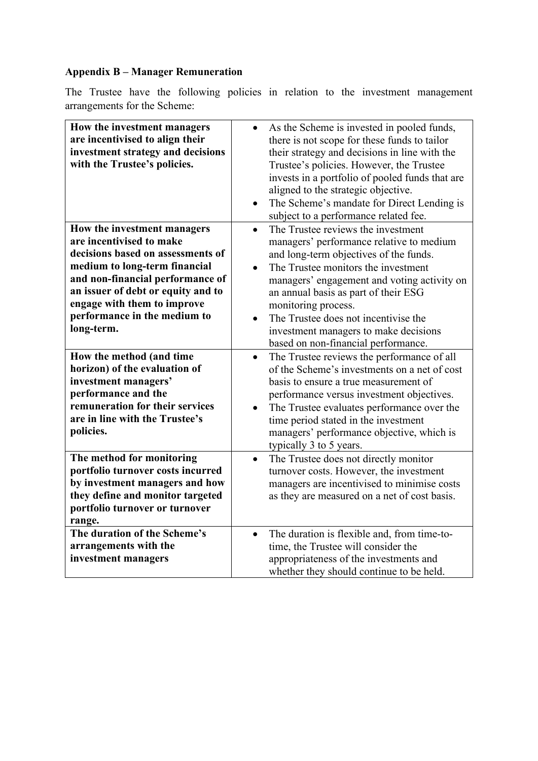**Appendix B – Manager Remuneration**

The Trustee have the following policies in relation to the investment management arrangements for the Scheme:

| | |
|---|---|
| **How the investment managers are incentivised to align their investment strategy and decisions with the Trustee's policies.** | • As the Scheme is invested in pooled funds, there is not scope for these funds to tailor their strategy and decisions in line with the Trustee's policies. However, the Trustee invests in a portfolio of pooled funds that are aligned to the strategic objective.<br>• The Scheme's mandate for Direct Lending is subject to a performance related fee. |
| **How the investment managers are incentivised to make decisions based on assessments of medium to long-term financial and non-financial performance of an issuer of debt or equity and to engage with them to improve performance in the medium to long-term.** | • The Trustee reviews the investment managers' performance relative to medium and long-term objectives of the funds.<br>• The Trustee monitors the investment managers' engagement and voting activity on an annual basis as part of their ESG monitoring process.<br>• The Trustee does not incentivise the investment managers to make decisions based on non-financial performance. |
| **How the method (and time horizon) of the evaluation of investment managers' performance and the remuneration for their services are in line with the Trustee's policies.** | • The Trustee reviews the performance of all of the Scheme's investments on a net of cost basis to ensure a true measurement of performance versus investment objectives.<br>• The Trustee evaluates performance over the time period stated in the investment managers' performance objective, which is typically 3 to 5 years. |
| **The method for monitoring portfolio turnover costs incurred by investment managers and how they define and monitor targeted portfolio turnover or turnover range.** | • The Trustee does not directly monitor turnover costs. However, the investment managers are incentivised to minimise costs as they are measured on a net of cost basis. |
| **The duration of the Scheme's arrangements with the investment managers** | • The duration is flexible and, from time-to-time, the Trustee will consider the appropriateness of the investments and whether they should continue to be held. |